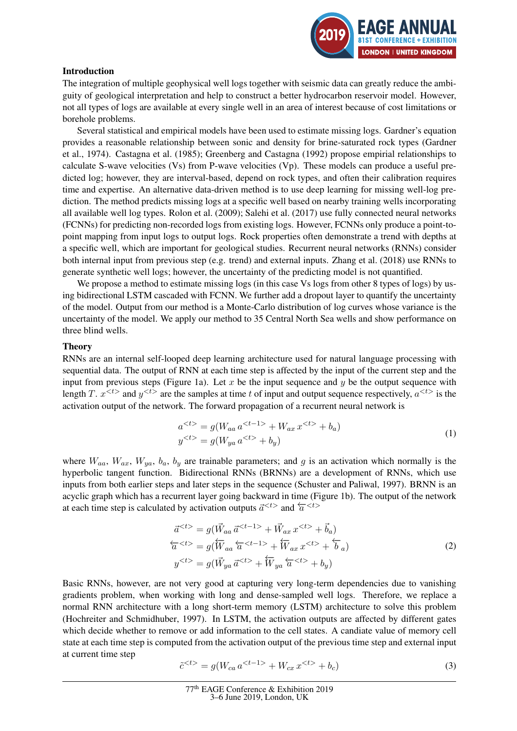## Introduction

The integration of multiple geophysical well logs together with seismic data can greatly reduce the ambiguity of geological interpretation and help to construct a better hydrocarbon reservoir model. However, not all types of logs are available at every single well in an area of interest because of cost limitations or borehole problems.

Several statistical and empirical models have been used to estimate missing logs. Gardner's equation provides a reasonable relationship between sonic and density for brine-saturated rock types (Gardner et al., 1974). Castagna et al. (1985); Greenberg and Castagna (1992) propose empirial relationships to calculate S-wave velocities (Vs) from P-wave velocities (Vp). These models can produce a useful predicted log; however, they are interval-based, depend on rock types, and often their calibration requires time and expertise. An alternative data-driven method is to use deep learning for missing well-log prediction. The method predicts missing logs at a specific well based on nearby training wells incorporating all available well log types. Rolon et al. (2009); Salehi et al. (2017) use fully connected neural networks (FCNNs) for predicting non-recorded logs from existing logs. However, FCNNs only produce a point-to-point mapping from input logs to output logs. Rock properties often demonstrate a trend with depths at a specific well, which are important for geological studies. Recurrent neural networks (RNNs) consider both internal input from previous step (e.g. trend) and external inputs. Zhang et al. (2018) use RNNs to generate synthetic well logs; however, the uncertainty of the predicting model is not quantified.

We propose a method to estimate missing logs (in this case Vs logs from other 8 types of logs) by using bidirectional LSTM cascaded with FCNN. We further add a dropout layer to quantify the uncertainty of the model. Output from our method is a Monte-Carlo distribution of log curves whose variance is the uncertainty of the model. We apply our method to 35 Central North Sea wells and show performance on three blind wells.

## Theory

RNNs are an internal self-looped deep learning architecture used for natural language processing with sequential data. The output of RNN at each time step is affected by the input of the current step and the input from previous steps (Figure 1a). Let $x$ be the input sequence and $y$ be the output sequence with length $T$. $x^{<t>}$ and $y^{<t>}$ are the samples at time $t$ of input and output sequence respectively, $a^{<t>}$ is the activation output of the network. The forward propagation of a recurrent neural network is

$$
\begin{aligned}
a^{<t>} &= g(W_{aa}\, a^{<t-1>} + W_{ax}\, x^{<t>} + b_a) \\
y^{<t>} &= g(W_{ya}\, a^{<t>} + b_y)
\end{aligned}
\tag{1}
$$

where $W_{aa}$, $W_{ax}$, $W_{ya}$, $b_a$, $b_y$ are trainable parameters; and $g$ is an activation which normally is the hyperbolic tangent function. Bidirectional RNNs (BRNNs) are a development of RNNs, which use inputs from both earlier steps and later steps in the sequence (Schuster and Paliwal, 1997). BRNN is an acyclic graph which has a recurrent layer going backward in time (Figure 1b). The output of the network at each time step is calculated by activation outputs $\vec{a}^{<t>}$ and $\overleftarrow{a}^{<t>}$

$$
\begin{aligned}
\vec{a}^{<t>} &= g(\vec{W}_{aa}\, \vec{a}^{<t-1>} + \vec{W}_{ax}\, x^{<t>} + \vec{b}_a) \\
\overleftarrow{a}^{<t>} &= g(\overleftarrow{W}_{aa}\, \overleftarrow{a}^{<t-1>} + \overleftarrow{W}_{ax}\, x^{<t>} + \overleftarrow{b}_a) \\
y^{<t>} &= g(\vec{W}_{ya}\, \vec{a}^{<t>} + \overleftarrow{W}_{ya}\, \overleftarrow{a}^{<t>} + b_y)
\end{aligned}
\tag{2}
$$

Basic RNNs, however, are not very good at capturing very long-term dependencies due to vanishing gradients problem, when working with long and dense-sampled well logs. Therefore, we replace a normal RNN architecture with a long short-term memory (LSTM) architecture to solve this problem (Hochreiter and Schmidhuber, 1997). In LSTM, the activation outputs are affected by different gates which decide whether to remove or add information to the cell states. A candiate value of memory cell state at each time step is computed from the activation output of the previous time step and external input at current time step

$$
\tilde{c}^{<t>} = g(W_{ca}\, a^{<t-1>} + W_{cx}\, x^{<t>} + b_c)
\tag{3}
$$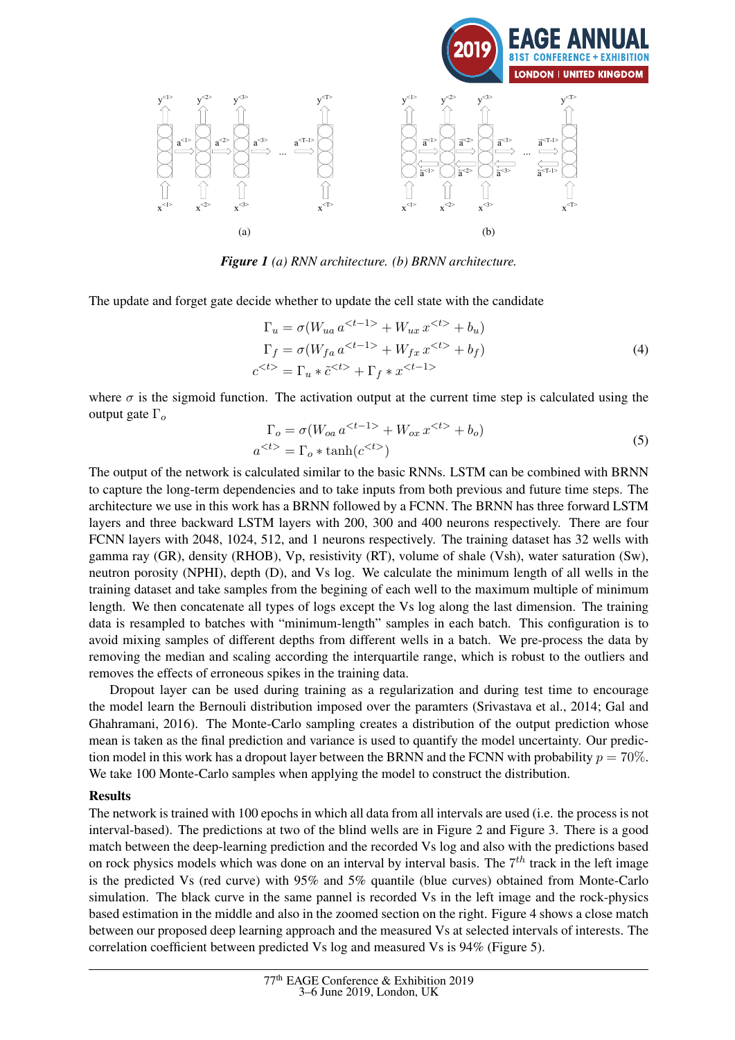*Figure 1 (a) RNN architecture. (b) BRNN architecture.*

The update and forget gate decide whether to update the cell state with the candidate

$$
\begin{aligned}
\Gamma_u &= \sigma(W_{ua}\, a^{<t-1>} + W_{ux}\, x^{<t>} + b_u) \\
\Gamma_f &= \sigma(W_{fa}\, a^{<t-1>} + W_{fx}\, x^{<t>} + b_f) \\
c^{<t>} &= \Gamma_u * \tilde{c}^{<t>} + \Gamma_f * x^{<t-1>}
\end{aligned}
\tag{4}
$$

where $\sigma$ is the sigmoid function. The activation output at the current time step is calculated using the output gate $\Gamma_o$

$$
\begin{aligned}
\Gamma_o &= \sigma(W_{oa}\, a^{<t-1>} + W_{ox}\, x^{<t>} + b_o) \\
a^{<t>} &= \Gamma_o * \tanh(c^{<t>})
\end{aligned}
\tag{5}
$$

The output of the network is calculated similar to the basic RNNs. LSTM can be combined with BRNN to capture the long-term dependencies and to take inputs from both previous and future time steps. The architecture we use in this work has a BRNN followed by a FCNN. The BRNN has three forward LSTM layers and three backward LSTM layers with 200, 300 and 400 neurons respectively. There are four FCNN layers with 2048, 1024, 512, and 1 neurons respectively. The training dataset has 32 wells with gamma ray (GR), density (RHOB), Vp, resistivity (RT), volume of shale (Vsh), water saturation (Sw), neutron porosity (NPHI), depth (D), and Vs log. We calculate the minimum length of all wells in the training dataset and take samples from the begining of each well to the maximum multiple of minimum length. We then concatenate all types of logs except the Vs log along the last dimension. The training data is resampled to batches with "minimum-length" samples in each batch. This configuration is to avoid mixing samples of different depths from different wells in a batch. We pre-process the data by removing the median and scaling according the interquartile range, which is robust to the outliers and removes the effects of erroneous spikes in the training data.

Dropout layer can be used during training as a regularization and during test time to encourage the model learn the Bernouli distribution imposed over the paramters (Srivastava et al., 2014; Gal and Ghahramani, 2016). The Monte-Carlo sampling creates a distribution of the output prediction whose mean is taken as the final prediction and variance is used to quantify the model uncertainty. Our prediction model in this work has a dropout layer between the BRNN and the FCNN with probability $p = 70\%$. We take 100 Monte-Carlo samples when applying the model to construct the distribution.

## Results

The network is trained with 100 epochs in which all data from all intervals are used (i.e. the process is not interval-based). The predictions at two of the blind wells are in Figure 2 and Figure 3. There is a good match between the deep-learning prediction and the recorded Vs log and also with the predictions based on rock physics models which was done on an interval by interval basis. The $7^{th}$ track in the left image is the predicted Vs (red curve) with 95% and 5% quantile (blue curves) obtained from Monte-Carlo simulation. The black curve in the same pannel is recorded Vs in the left image and the rock-physics based estimation in the middle and also in the zoomed section on the right. Figure 4 shows a close match between our proposed deep learning approach and the measured Vs at selected intervals of interests. The correlation coefficient between predicted Vs log and measured Vs is 94% (Figure 5).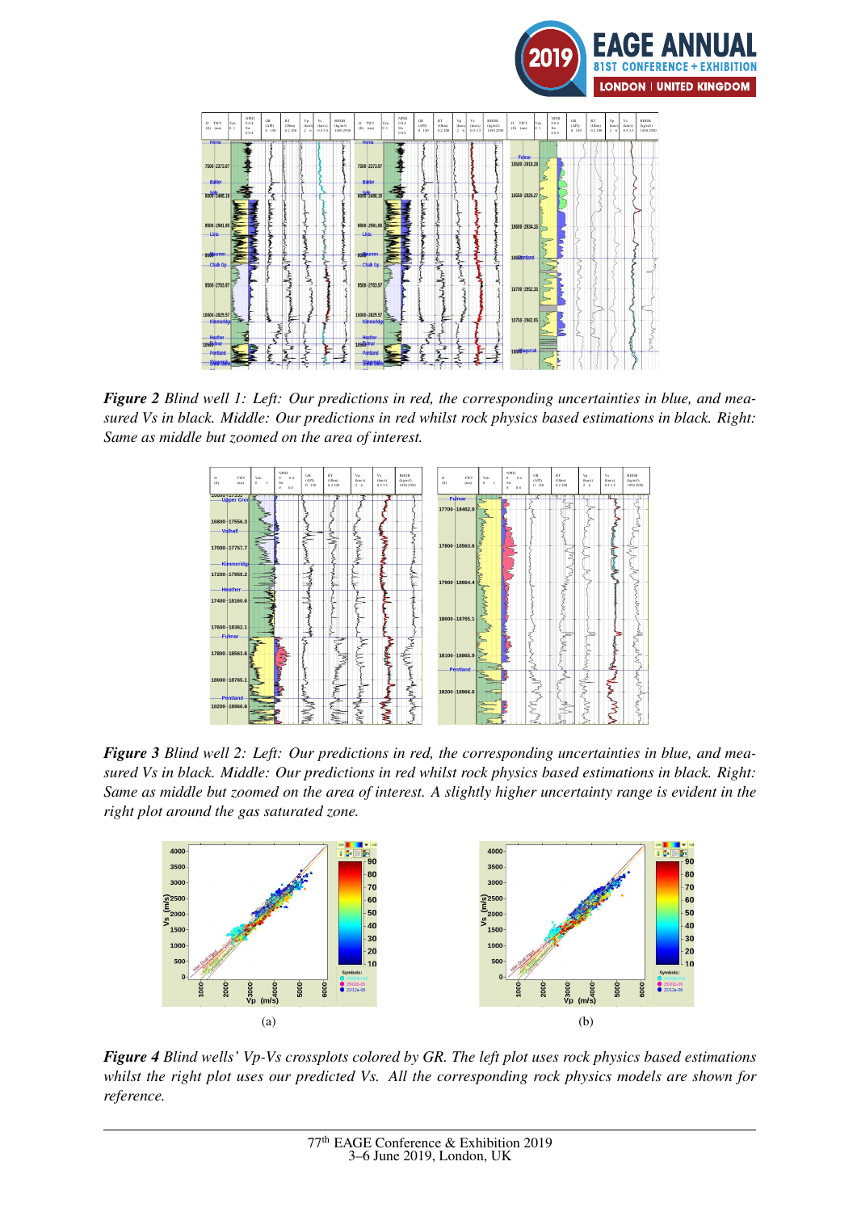*Figure 2* *Blind well 1: Left: Our predictions in red, the corresponding uncertainties in blue, and measured Vs in black. Middle: Our predictions in red whilst rock physics based estimations in black. Right: Same as middle but zoomed on the area of interest.*

*Figure 3* *Blind well 2: Left: Our predictions in red, the corresponding uncertainties in blue, and measured Vs in black. Middle: Our predictions in red whilst rock physics based estimations in black. Right: Same as middle but zoomed on the area of interest. A slightly higher uncertainty range is evident in the right plot around the gas saturated zone.*

(a)

(b)

*Figure 4* *Blind wells' Vp-Vs crossplots colored by GR. The left plot uses rock physics based estimations whilst the right plot uses our predicted Vs. All the corresponding rock physics models are shown for reference.*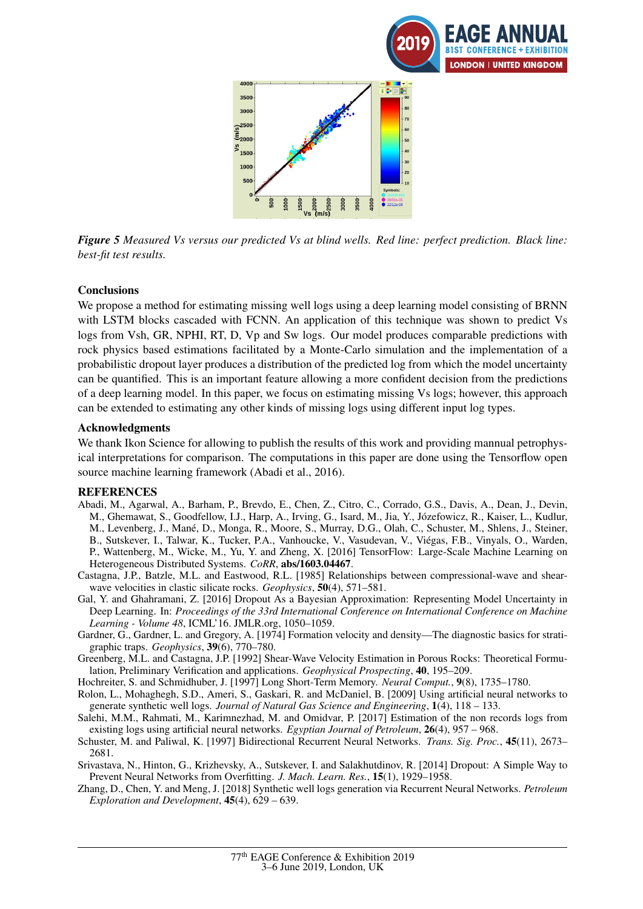4000
3500
3000
2500
2000
1500
1000
500
0
Vs (m/s)

0
500
1000
1500
2000
2500
3000
3500
4000
Vs (m/s)

90
80
70
60
50
40
30
20
10

Symbols:

*Figure 5 Measured Vs versus our predicted Vs at blind wells. Red line: perfect prediction. Black line: best-fit test results.*

## Conclusions

We propose a method for estimating missing well logs using a deep learning model consisting of BRNN with LSTM blocks cascaded with FCNN. An application of this technique was shown to predict Vs logs from Vsh, GR, NPHI, RT, D, Vp and Sw logs. Our model produces comparable predictions with rock physics based estimations facilitated by a Monte-Carlo simulation and the implementation of a probabilistic dropout layer produces a distribution of the predicted log from which the model uncertainty can be quantified. This is an important feature allowing a more confident decision from the predictions of a deep learning model. In this paper, we focus on estimating missing Vs logs; however, this approach can be extended to estimating any other kinds of missing logs using different input log types.

## Acknowledgments

We thank Ikon Science for allowing to publish the results of this work and providing mannual petrophysical interpretations for comparison. The computations in this paper are done using the Tensorflow open source machine learning framework (Abadi et al., 2016).

## REFERENCES

Abadi, M., Agarwal, A., Barham, P., Brevdo, E., Chen, Z., Citro, C., Corrado, G.S., Davis, A., Dean, J., Devin, M., Ghemawat, S., Goodfellow, I.J., Harp, A., Irving, G., Isard, M., Jia, Y., Józefowicz, R., Kaiser, L., Kudlur, M., Levenberg, J., Mané, D., Monga, R., Moore, S., Murray, D.G., Olah, C., Schuster, M., Shlens, J., Steiner, B., Sutskever, I., Talwar, K., Tucker, P.A., Vanhoucke, V., Vasudevan, V., Viégas, F.B., Vinyals, O., Warden, P., Wattenberg, M., Wicke, M., Yu, Y. and Zheng, X. [2016] TensorFlow: Large-Scale Machine Learning on Heterogeneous Distributed Systems. *CoRR*, **abs/1603.04467**.

Castagna, J.P., Batzle, M.L. and Eastwood, R.L. [1985] Relationships between compressional-wave and shear-wave velocities in clastic silicate rocks. *Geophysics*, **50**(4), 571–581.

Gal, Y. and Ghahramani, Z. [2016] Dropout As a Bayesian Approximation: Representing Model Uncertainty in Deep Learning. In: *Proceedings of the 33rd International Conference on International Conference on Machine Learning - Volume 48*, ICML'16. JMLR.org, 1050–1059.

Gardner, G., Gardner, L. and Gregory, A. [1974] Formation velocity and density—The diagnostic basics for stratigraphic traps. *Geophysics*, **39**(6), 770–780.

Greenberg, M.L. and Castagna, J.P. [1992] Shear-Wave Velocity Estimation in Porous Rocks: Theoretical Formulation, Preliminary Verification and applications. *Geophysical Prospecting*, **40**, 195–209.

Hochreiter, S. and Schmidhuber, J. [1997] Long Short-Term Memory. *Neural Comput.*, **9**(8), 1735–1780.

Rolon, L., Mohaghegh, S.D., Ameri, S., Gaskari, R. and McDaniel, B. [2009] Using artificial neural networks to generate synthetic well logs. *Journal of Natural Gas Science and Engineering*, **1**(4), 118 – 133.

Salehi, M.M., Rahmati, M., Karimnezhad, M. and Omidvar, P. [2017] Estimation of the non records logs from existing logs using artificial neural networks. *Egyptian Journal of Petroleum*, **26**(4), 957 – 968.

Schuster, M. and Paliwal, K. [1997] Bidirectional Recurrent Neural Networks. *Trans. Sig. Proc.*, **45**(11), 2673–2681.

Srivastava, N., Hinton, G., Krizhevsky, A., Sutskever, I. and Salakhutdinov, R. [2014] Dropout: A Simple Way to Prevent Neural Networks from Overfitting. *J. Mach. Learn. Res.*, **15**(1), 1929–1958.

Zhang, D., Chen, Y. and Meng, J. [2018] Synthetic well logs generation via Recurrent Neural Networks. *Petroleum Exploration and Development*, **45**(4), 629 – 639.